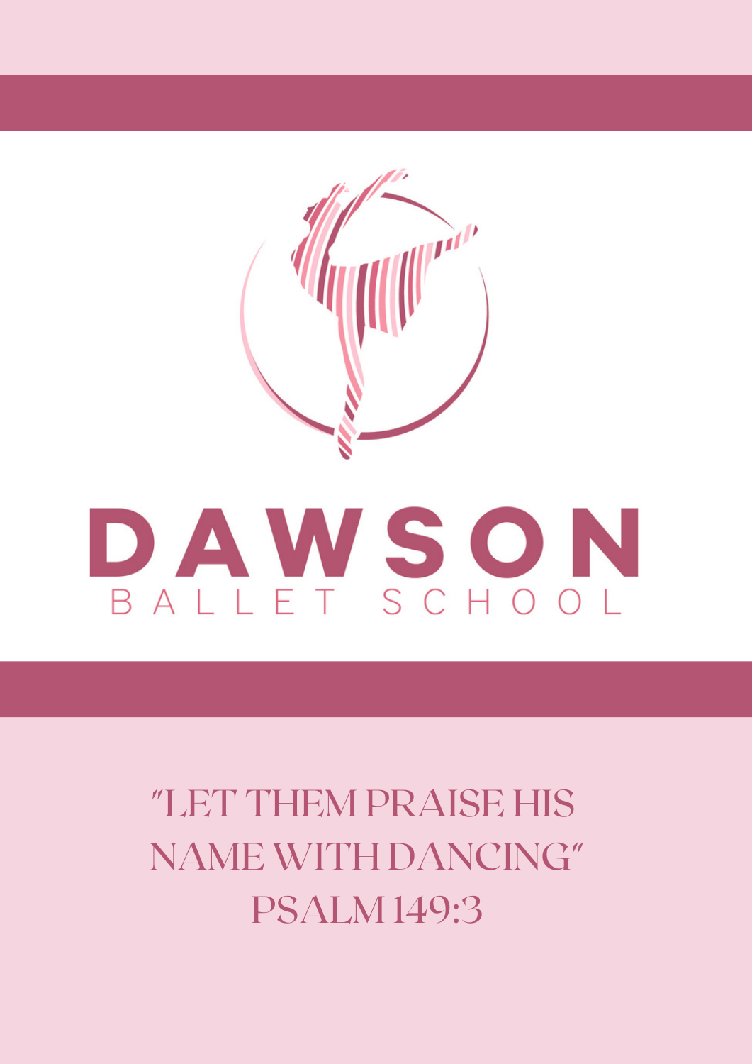# DAWSON

## BALLET SCHOOL

"LET THEM PRAISE HIS NAME WITH DANCING"
PSALM 149:3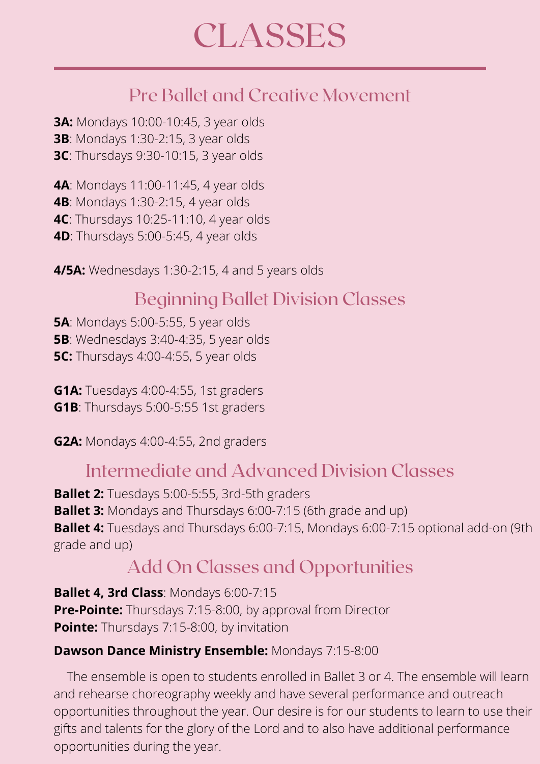# CLASSES

## Pre Ballet and Creative Movement

**3A:** Mondays 10:00-10:45, 3 year olds
**3B**: Mondays 1:30-2:15, 3 year olds
**3C**: Thursdays 9:30-10:15, 3 year olds

**4A**: Mondays 11:00-11:45, 4 year olds
**4B**: Mondays 1:30-2:15, 4 year olds
**4C**: Thursdays 10:25-11:10, 4 year olds
**4D**: Thursdays 5:00-5:45, 4 year olds

**4/5A:** Wednesdays 1:30-2:15, 4 and 5 years olds

## Beginning Ballet Division Classes

**5A**: Mondays 5:00-5:55, 5 year olds
**5B**: Wednesdays 3:40-4:35, 5 year olds
**5C:** Thursdays 4:00-4:55, 5 year olds

**G1A:** Tuesdays 4:00-4:55, 1st graders
**G1B**: Thursdays 5:00-5:55 1st graders

**G2A:** Mondays 4:00-4:55, 2nd graders

## Intermediate and Advanced Division Classes

**Ballet 2:** Tuesdays 5:00-5:55, 3rd-5th graders
**Ballet 3:** Mondays and Thursdays 6:00-7:15 (6th grade and up)
**Ballet 4:** Tuesdays and Thursdays 6:00-7:15, Mondays 6:00-7:15 optional add-on (9th grade and up)

## Add On Classes and Opportunities

**Ballet 4, 3rd Class**: Mondays 6:00-7:15
**Pre-Pointe:** Thursdays 7:15-8:00, by approval from Director
**Pointe:** Thursdays 7:15-8:00, by invitation

**Dawson Dance Ministry Ensemble:** Mondays 7:15-8:00

The ensemble is open to students enrolled in Ballet 3 or 4. The ensemble will learn and rehearse choreography weekly and have several performance and outreach opportunities throughout the year. Our desire is for our students to learn to use their gifts and talents for the glory of the Lord and to also have additional performance opportunities during the year.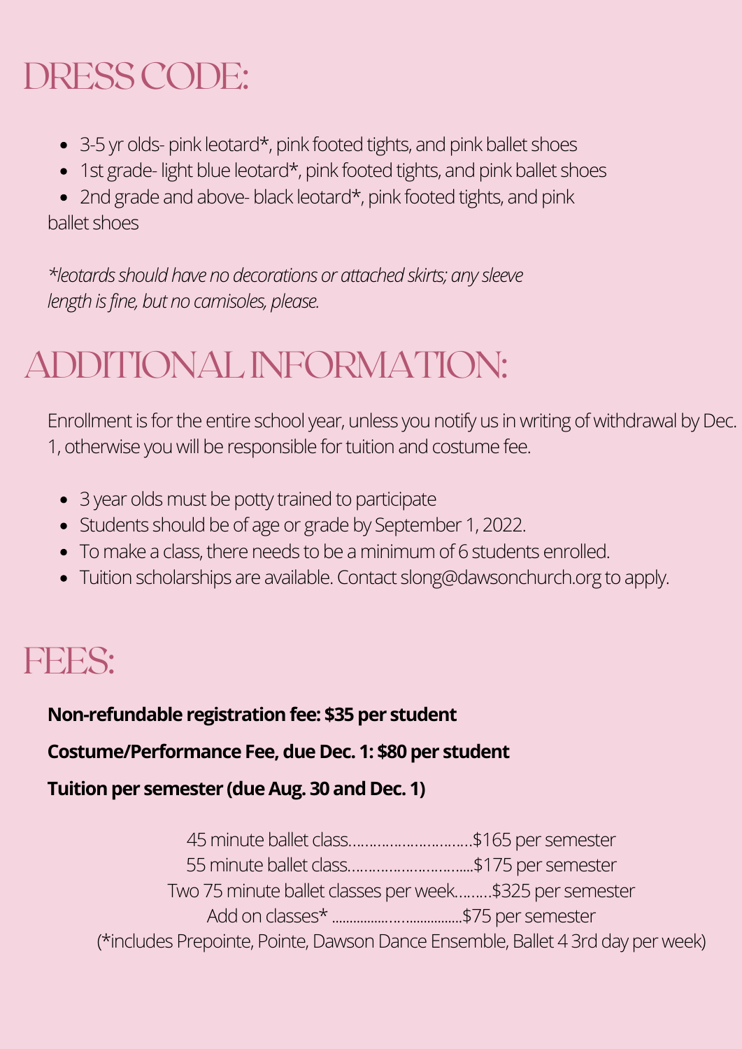# DRESS CODE:

- 3-5 yr olds- pink leotard*, pink footed tights, and pink ballet shoes
- 1st grade- light blue leotard*, pink footed tights, and pink ballet shoes
- 2nd grade and above- black leotard*, pink footed tights, and pink ballet shoes

*\*leotards should have no decorations or attached skirts; any sleeve length is fine, but no camisoles, please.*

# ADDITIONAL INFORMATION:

Enrollment is for the entire school year, unless you notify us in writing of withdrawal by Dec. 1, otherwise you will be responsible for tuition and costume fee.

- 3 year olds must be potty trained to participate
- Students should be of age or grade by September 1, 2022.
- To make a class, there needs to be a minimum of 6 students enrolled.
- Tuition scholarships are available. Contact slong@dawsonchurch.org to apply.

# FEES:

**Non-refundable registration fee: $35 per student**

**Costume/Performance Fee, due Dec. 1: $80 per student**

**Tuition per semester (due Aug. 30 and Dec. 1)**

45 minute ballet class..............................$165 per semester
55 minute ballet class..............................$175 per semester
Two 75 minute ballet classes per week.........$325 per semester
Add on classes* ....................................$75 per semester
(*includes Prepointe, Pointe, Dawson Dance Ensemble, Ballet 4 3rd day per week)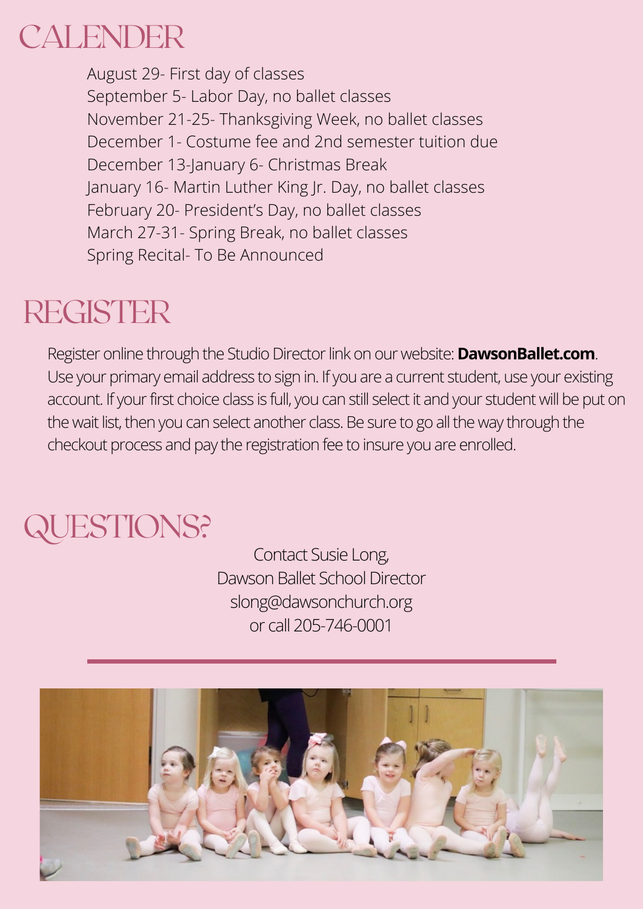# CALENDER

August 29- First day of classes
September 5- Labor Day, no ballet classes
November 21-25- Thanksgiving Week, no ballet classes
December 1- Costume fee and 2nd semester tuition due
December 13-January 6- Christmas Break
January 16- Martin Luther King Jr. Day, no ballet classes
February 20- President's Day, no ballet classes
March 27-31- Spring Break, no ballet classes
Spring Recital- To Be Announced

# REGISTER

Register online through the Studio Director link on our website: **DawsonBallet.com**. Use your primary email address to sign in. If you are a current student, use your existing account. If your first choice class is full, you can still select it and your student will be put on the wait list, then you can select another class. Be sure to go all the way through the checkout process and pay the registration fee to insure you are enrolled.

# QUESTIONS?

Contact Susie Long,
Dawson Ballet School Director
slong@dawsonchurch.org
or call 205-746-0001